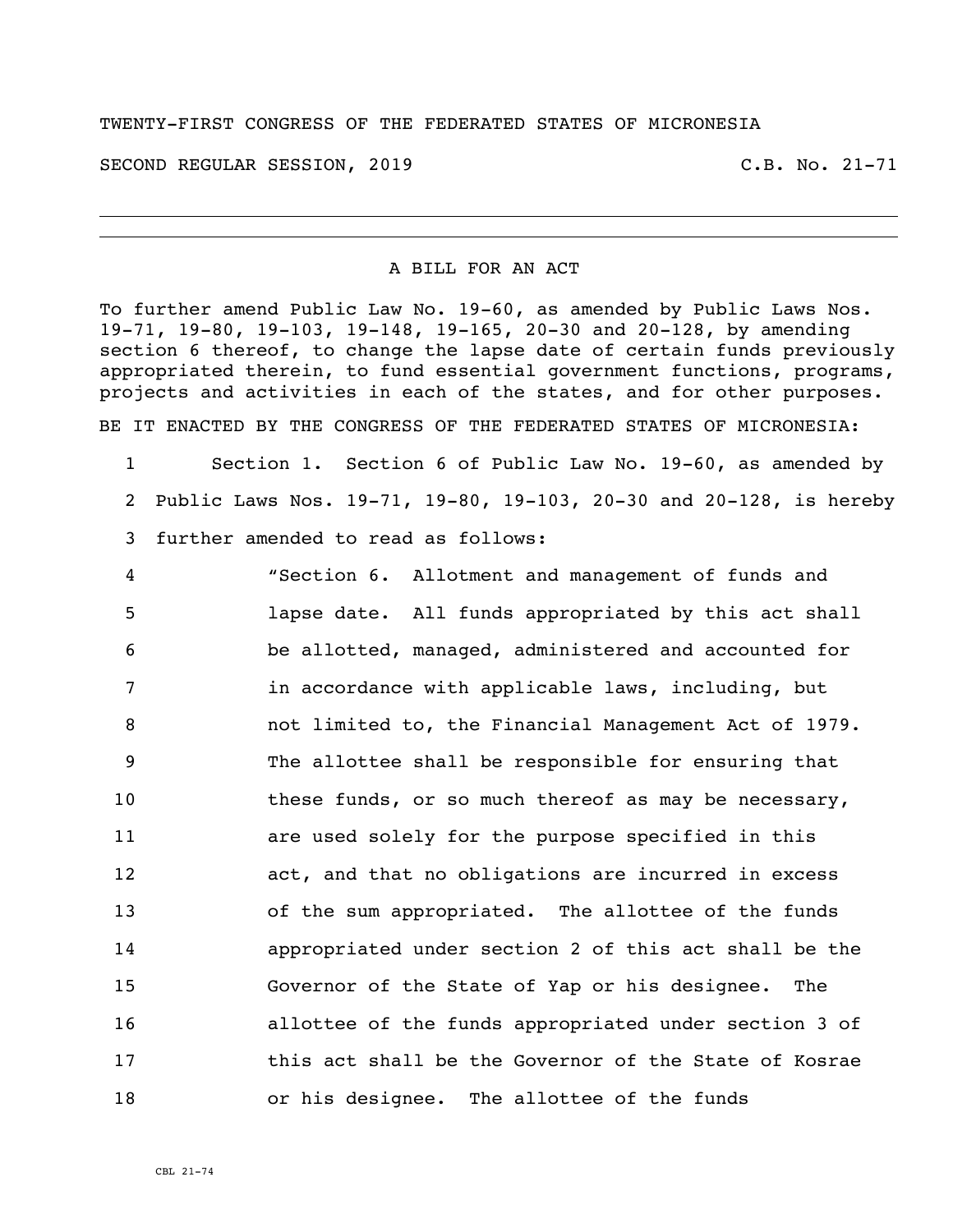TWENTY-FIRST CONGRESS OF THE FEDERATED STATES OF MICRONESIA

SECOND REGULAR SESSION, 2019 C.B. No. 21-71

---

A BILL FOR AN ACT

To further amend Public Law No. 19-60, as amended by Public Laws Nos. 19-71, 19-80, 19-103, 19-148, 19-165, 20-30 and 20-128, by amending section 6 thereof, to change the lapse date of certain funds previously appropriated therein, to fund essential government functions, programs, projects and activities in each of the states, and for other purposes.

BE IT ENACTED BY THE CONGRESS OF THE FEDERATED STATES OF MICRONESIA:

1 Section 1. Section 6 of Public Law No. 19-60, as amended by
2 Public Laws Nos. 19-71, 19-80, 19-103, 20-30 and 20-128, is hereby
3 further amended to read as follows:
4 "Section 6. Allotment and management of funds and
5 lapse date. All funds appropriated by this act shall
6 be allotted, managed, administered and accounted for
7 in accordance with applicable laws, including, but
8 not limited to, the Financial Management Act of 1979.
9 The allottee shall be responsible for ensuring that
10 these funds, or so much thereof as may be necessary,
11 are used solely for the purpose specified in this
12 act, and that no obligations are incurred in excess
13 of the sum appropriated. The allottee of the funds
14 appropriated under section 2 of this act shall be the
15 Governor of the State of Yap or his designee. The
16 allottee of the funds appropriated under section 3 of
17 this act shall be the Governor of the State of Kosrae
18 or his designee. The allottee of the funds

CBL 21-74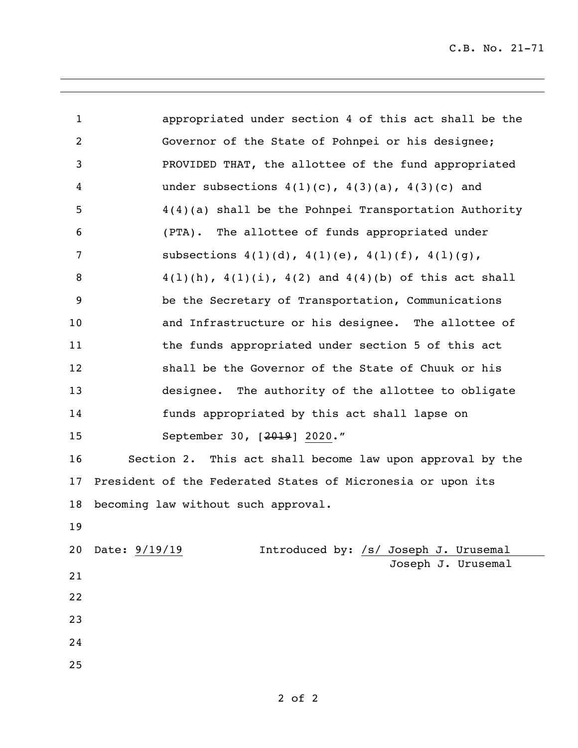appropriated under section 4 of this act shall be the Governor of the State of Pohnpei or his designee; PROVIDED THAT, the allottee of the fund appropriated under subsections 4(1)(c), 4(3)(a), 4(3)(c) and 4(4)(a) shall be the Pohnpei Transportation Authority (PTA). The allottee of funds appropriated under subsections 4(1)(d), 4(1)(e), 4(l)(f), 4(l)(g), 4(l)(h), 4(1)(i), 4(2) and 4(4)(b) of this act shall be the Secretary of Transportation, Communications and Infrastructure or his designee. The allottee of the funds appropriated under section 5 of this act shall be the Governor of the State of Chuuk or his designee. The authority of the allottee to obligate funds appropriated by this act shall lapse on September 30, [~~2019~~] <u>2020</u>."

Section 2. This act shall become law upon approval by the President of the Federated States of Micronesia or upon its becoming law without such approval.

Date: <u>9/19/19</u>

Introduced by: <u>/s/ Joseph J. Urusemal</u>
Joseph J. Urusemal